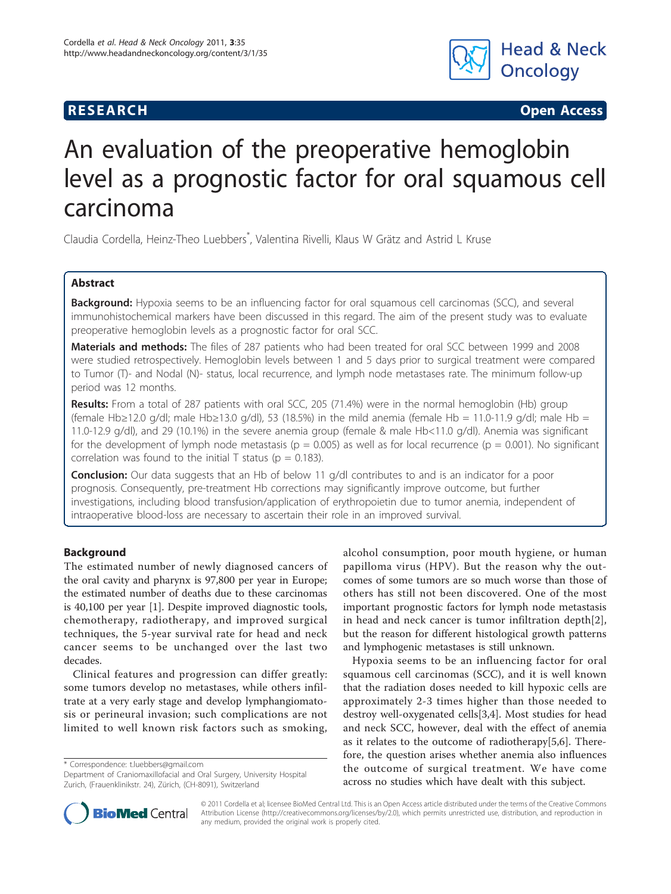**RESEARCH** **Open Access**

# An evaluation of the preoperative hemoglobin level as a prognostic factor for oral squamous cell carcinoma

Claudia Cordella, Heinz-Theo Luebbers*, Valentina Rivelli, Klaus W Grätz and Astrid L Kruse

## Abstract

**Background:** Hypoxia seems to be an influencing factor for oral squamous cell carcinomas (SCC), and several immunohistochemical markers have been discussed in this regard. The aim of the present study was to evaluate preoperative hemoglobin levels as a prognostic factor for oral SCC.

**Materials and methods:** The files of 287 patients who had been treated for oral SCC between 1999 and 2008 were studied retrospectively. Hemoglobin levels between 1 and 5 days prior to surgical treatment were compared to Tumor (T)- and Nodal (N)- status, local recurrence, and lymph node metastases rate. The minimum follow-up period was 12 months.

**Results:** From a total of 287 patients with oral SCC, 205 (71.4%) were in the normal hemoglobin (Hb) group (female Hb≥12.0 g/dl; male Hb≥13.0 g/dl), 53 (18.5%) in the mild anemia (female Hb = 11.0-11.9 g/dl; male Hb = 11.0-12.9 g/dl), and 29 (10.1%) in the severe anemia group (female & male Hb<11.0 g/dl). Anemia was significant for the development of lymph node metastasis ($p = 0.005$) as well as for local recurrence ($p = 0.001$). No significant correlation was found to the initial T status ($p = 0.183$).

**Conclusion:** Our data suggests that an Hb of below 11 g/dl contributes to and is an indicator for a poor prognosis. Consequently, pre-treatment Hb corrections may significantly improve outcome, but further investigations, including blood transfusion/application of erythropoietin due to tumor anemia, independent of intraoperative blood-loss are necessary to ascertain their role in an improved survival.

## Background

The estimated number of newly diagnosed cancers of the oral cavity and pharynx is 97,800 per year in Europe; the estimated number of deaths due to these carcinomas is 40,100 per year [1]. Despite improved diagnostic tools, chemotherapy, radiotherapy, and improved surgical techniques, the 5-year survival rate for head and neck cancer seems to be unchanged over the last two decades.

Clinical features and progression can differ greatly: some tumors develop no metastases, while others infiltrate at a very early stage and develop lymphangiomatosis or perineural invasion; such complications are not limited to well known risk factors such as smoking, alcohol consumption, poor mouth hygiene, or human papilloma virus (HPV). But the reason why the outcomes of some tumors are so much worse than those of others has still not been discovered. One of the most important prognostic factors for lymph node metastasis in head and neck cancer is tumor infiltration depth[2], but the reason for different histological growth patterns and lymphogenic metastases is still unknown.

Hypoxia seems to be an influencing factor for oral squamous cell carcinomas (SCC), and it is well known that the radiation doses needed to kill hypoxic cells are approximately 2-3 times higher than those needed to destroy well-oxygenated cells[3,4]. Most studies for head and neck SCC, however, deal with the effect of anemia as it relates to the outcome of radiotherapy[5,6]. Therefore, the question arises whether anemia also influences the outcome of surgical treatment. We have come across no studies which have dealt with this subject.

\* Correspondence: t.luebbers@gmail.com
Department of Craniomaxillofacial and Oral Surgery, University Hospital Zurich, (Frauenklinikstr. 24), Zürich, (CH-8091), Switzerland

© 2011 Cordella et al; licensee BioMed Central Ltd. This is an Open Access article distributed under the terms of the Creative Commons Attribution License (http://creativecommons.org/licenses/by/2.0), which permits unrestricted use, distribution, and reproduction in any medium, provided the original work is properly cited.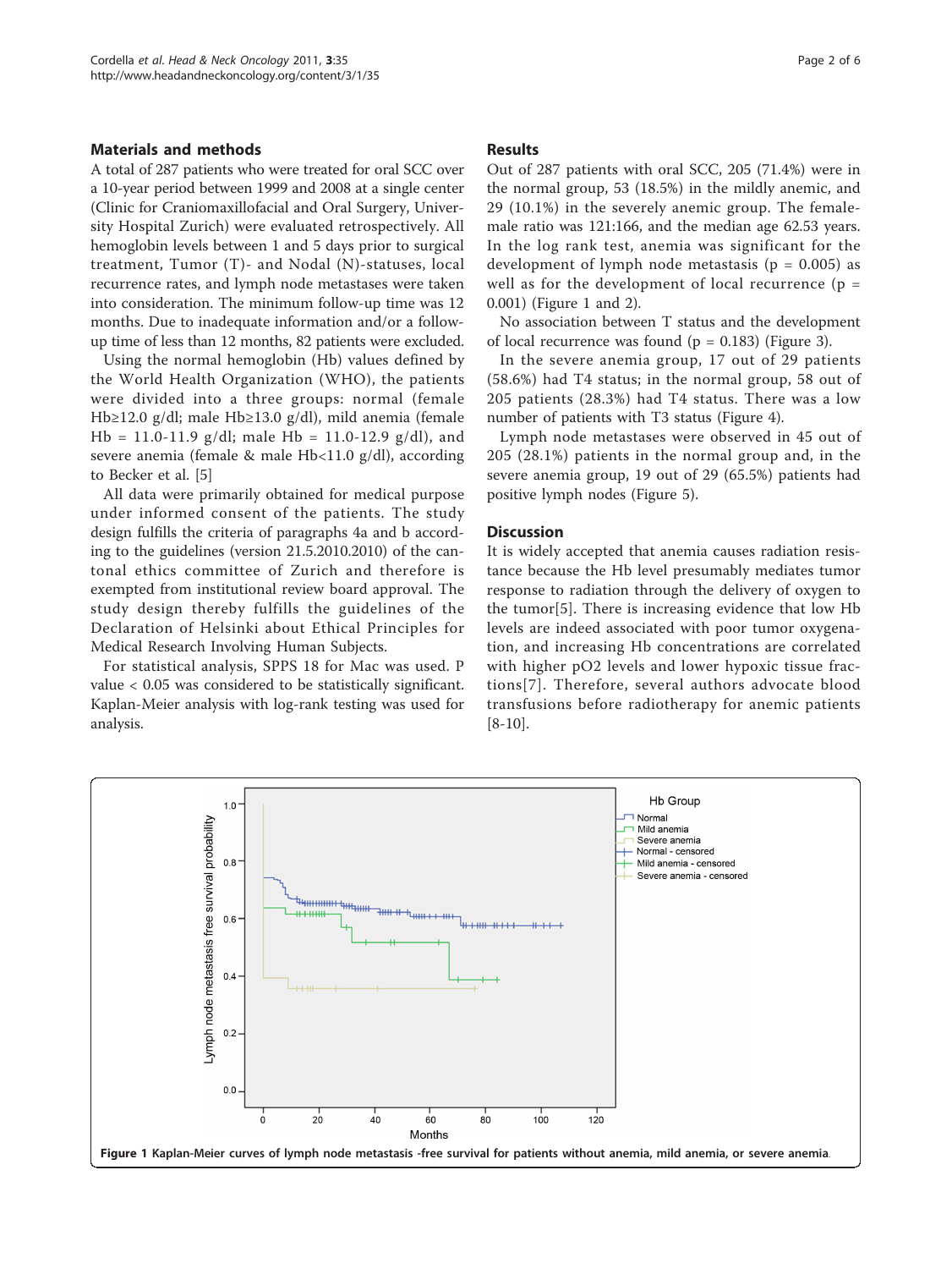## Materials and methods

A total of 287 patients who were treated for oral SCC over a 10-year period between 1999 and 2008 at a single center (Clinic for Craniomaxillofacial and Oral Surgery, University Hospital Zurich) were evaluated retrospectively. All hemoglobin levels between 1 and 5 days prior to surgical treatment, Tumor (T)- and Nodal (N)-statuses, local recurrence rates, and lymph node metastases were taken into consideration. The minimum follow-up time was 12 months. Due to inadequate information and/or a follow-up time of less than 12 months, 82 patients were excluded.

Using the normal hemoglobin (Hb) values defined by the World Health Organization (WHO), the patients were divided into a three groups: normal (female Hb≥12.0 g/dl; male Hb≥13.0 g/dl), mild anemia (female Hb = 11.0-11.9 g/dl; male Hb = 11.0-12.9 g/dl), and severe anemia (female & male Hb<11.0 g/dl), according to Becker et al. [5]

All data were primarily obtained for medical purpose under informed consent of the patients. The study design fulfills the criteria of paragraphs 4a and b according to the guidelines (version 21.5.2010.2010) of the cantonal ethics committee of Zurich and therefore is exempted from institutional review board approval. The study design thereby fulfills the guidelines of the Declaration of Helsinki about Ethical Principles for Medical Research Involving Human Subjects.

For statistical analysis, SPPS 18 for Mac was used. P value < 0.05 was considered to be statistically significant. Kaplan-Meier analysis with log-rank testing was used for analysis.

## Results

Out of 287 patients with oral SCC, 205 (71.4%) were in the normal group, 53 (18.5%) in the mildly anemic, and 29 (10.1%) in the severely anemic group. The female-male ratio was 121:166, and the median age 62.53 years. In the log rank test, anemia was significant for the development of lymph node metastasis (p = 0.005) as well as for the development of local recurrence (p = 0.001) (Figure 1 and 2).

No association between T status and the development of local recurrence was found (p = 0.183) (Figure 3).

In the severe anemia group, 17 out of 29 patients (58.6%) had T4 status; in the normal group, 58 out of 205 patients (28.3%) had T4 status. There was a low number of patients with T3 status (Figure 4).

Lymph node metastases were observed in 45 out of 205 (28.1%) patients in the normal group and, in the severe anemia group, 19 out of 29 (65.5%) patients had positive lymph nodes (Figure 5).

## Discussion

It is widely accepted that anemia causes radiation resistance because the Hb level presumably mediates tumor response to radiation through the delivery of oxygen to the tumor[5]. There is increasing evidence that low Hb levels are indeed associated with poor tumor oxygenation, and increasing Hb concentrations are correlated with higher pO2 levels and lower hypoxic tissue fractions[7]. Therefore, several authors advocate blood transfusions before radiotherapy for anemic patients [8-10].

**Figure 1 Kaplan-Meier curves of lymph node metastasis -free survival for patients without anemia, mild anemia, or severe anemia.**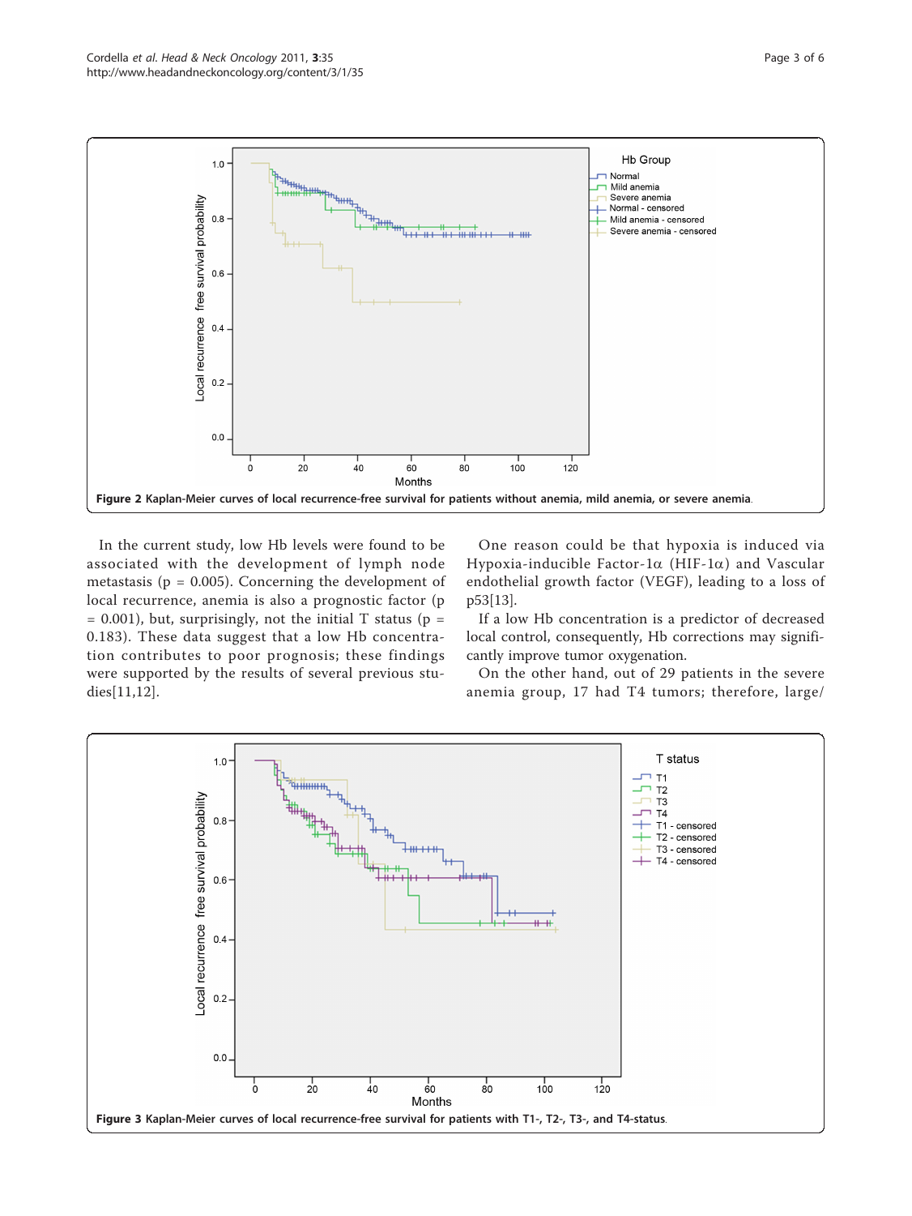**Figure 2 Kaplan-Meier curves of local recurrence-free survival for patients without anemia, mild anemia, or severe anemia.**

In the current study, low Hb levels were found to be associated with the development of lymph node metastasis (p = 0.005). Concerning the development of local recurrence, anemia is also a prognostic factor (p = 0.001), but, surprisingly, not the initial T status (p = 0.183). These data suggest that a low Hb concentration contributes to poor prognosis; these findings were supported by the results of several previous studies[11,12].

One reason could be that hypoxia is induced via Hypoxia-inducible Factor-1α (HIF-1α) and Vascular endothelial growth factor (VEGF), leading to a loss of p53[13].

If a low Hb concentration is a predictor of decreased local control, consequently, Hb corrections may significantly improve tumor oxygenation.

On the other hand, out of 29 patients in the severe anemia group, 17 had T4 tumors; therefore, large/

**Figure 3 Kaplan-Meier curves of local recurrence-free survival for patients with T1-, T2-, T3-, and T4-status.**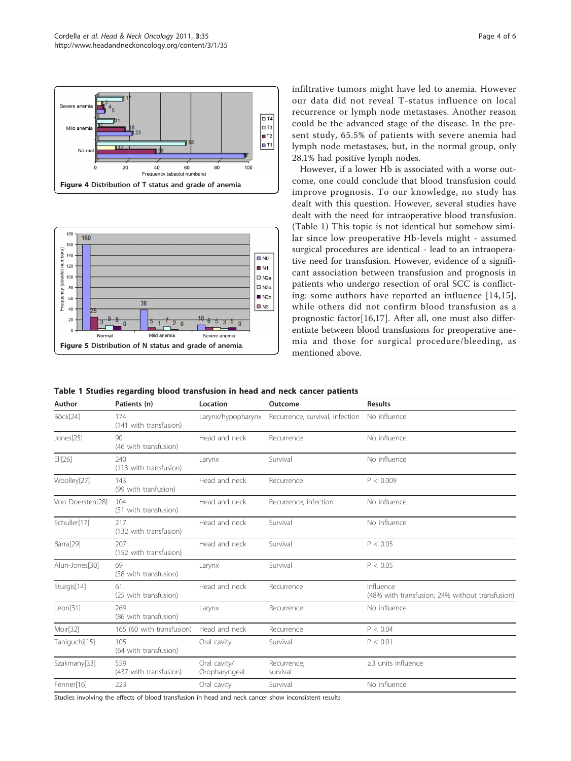Figure 4 Distribution of T status and grade of anemia.

Figure 5 Distribution of N status and grade of anemia.

infiltrative tumors might have led to anemia. However our data did not reveal T-status influence on local recurrence or lymph node metastases. Another reason could be the advanced stage of the disease. In the present study, 65.5% of patients with severe anemia had lymph node metastases, but, in the normal group, only 28.1% had positive lymph nodes.

However, if a lower Hb is associated with a worse outcome, one could conclude that blood transfusion could improve prognosis. To our knowledge, no study has dealt with this question. However, several studies have dealt with the need for intraoperative blood transfusion. (Table 1) This topic is not identical but somehow similar since low preoperative Hb-levels might - assumed surgical procedures are identical - lead to an intraoperative need for transfusion. However, evidence of a significant association between transfusion and prognosis in patients who undergo resection of oral SCC is conflicting: some authors have reported an influence [14,15], while others did not confirm blood transfusion as a prognostic factor[16,17]. After all, one must also differentiate between blood transfusions for preoperative anemia and those for surgical procedure/bleeding, as mentioned above.

**Table 1 Studies regarding blood transfusion in head and neck cancer patients**

| Author | Patients (n) | Location | Outcome | Results |
|---|---|---|---|---|
| Böck[24] | 174 (141 with transfusion) | Larynx/hypopharynx | Recurrence, survival, infection | No influence |
| Jones[25] | 90 (46 with transfusion) | Head and neck | Recurrence | No influence |
| Ell[26] | 240 (113 with transfusion) | Larynx | Survival | No influence |
| Woolley[27] | 143 (99 with tranfusion) | Head and neck | Recurrence | $P < 0.009$ |
| Von Doersten[28] | 104 (51 with transfusion) | Head and neck | Recurrence, infection | No influence |
| Schuller[17] | 217 (132 with transfusion) | Head and neck | Survival | No influence |
| Barra[29] | 207 (152 with transfusion) | Head and neck | Survival | $P < 0.05$ |
| Alun-Jones[30] | 69 (38 with transfusion) | Larynx | Survival | $P < 0.05$ |
| Sturgis[14] | 61 (25 with transfusion) | Head and neck | Recurrence | Influence (48% with transfusion; 24% without transfusion) |
| Leon[31] | 269 (86 with transfusion) | Larynx | Recurrence | No influence |
| Moir[32] | 165 (60 with transfusion) | Head and neck | Recurrence | $P < 0.04$ |
| Taniguchi[15] | 105 (64 with transfusion) | Oral cavity | Survival | $P < 0.01$ |
| Szakmany[33] | 559 (437 with transfusion) | Oral cavity/ Oropharyngeal | Recurrence, survival | ≥3 units influence |
| Fenner[16] | 223 | Oral cavity | Survival | No influence |

Studies involving the effects of blood transfusion in head and neck cancer show inconsistent results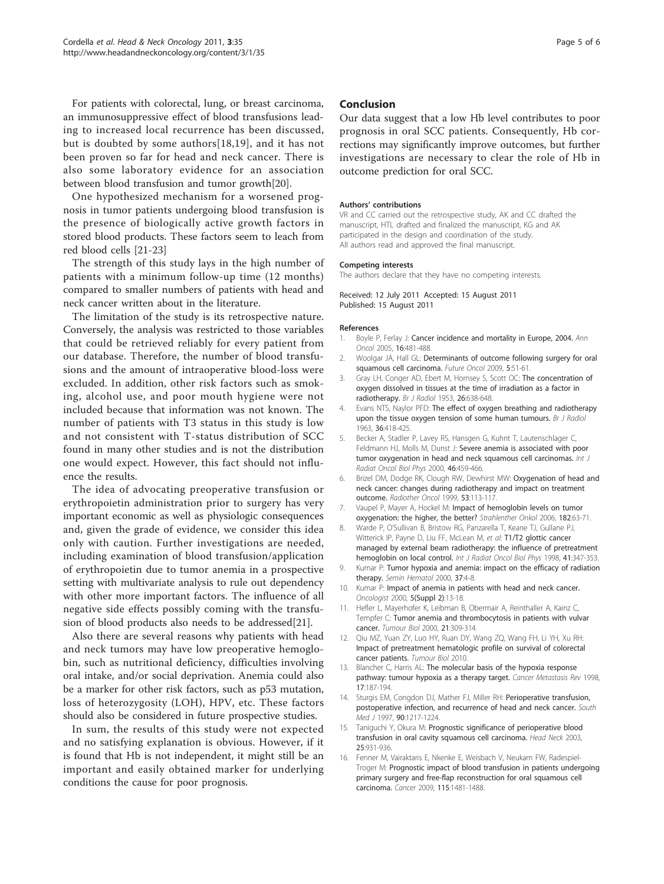For patients with colorectal, lung, or breast carcinoma, an immunosuppressive effect of blood transfusions leading to increased local recurrence has been discussed, but is doubted by some authors[18,19], and it has not been proven so far for head and neck cancer. There is also some laboratory evidence for an association between blood transfusion and tumor growth[20].

One hypothesized mechanism for a worsened prognosis in tumor patients undergoing blood transfusion is the presence of biologically active growth factors in stored blood products. These factors seem to leach from red blood cells [21-23]

The strength of this study lays in the high number of patients with a minimum follow-up time (12 months) compared to smaller numbers of patients with head and neck cancer written about in the literature.

The limitation of the study is its retrospective nature. Conversely, the analysis was restricted to those variables that could be retrieved reliably for every patient from our database. Therefore, the number of blood transfusions and the amount of intraoperative blood-loss were excluded. In addition, other risk factors such as smoking, alcohol use, and poor mouth hygiene were not included because that information was not known. The number of patients with T3 status in this study is low and not consistent with T-status distribution of SCC found in many other studies and is not the distribution one would expect. However, this fact should not influence the results.

The idea of advocating preoperative transfusion or erythropoietin administration prior to surgery has very important economic as well as physiologic consequences and, given the grade of evidence, we consider this idea only with caution. Further investigations are needed, including examination of blood transfusion/application of erythropoietin due to tumor anemia in a prospective setting with multivariate analysis to rule out dependency with other more important factors. The influence of all negative side effects possibly coming with the transfusion of blood products also needs to be addressed[21].

Also there are several reasons why patients with head and neck tumors may have low preoperative hemoglobin, such as nutritional deficiency, difficulties involving oral intake, and/or social deprivation. Anemia could also be a marker for other risk factors, such as p53 mutation, loss of heterozygosity (LOH), HPV, etc. These factors should also be considered in future prospective studies.

In sum, the results of this study were not expected and no satisfying explanation is obvious. However, if it is found that Hb is not independent, it might still be an important and easily obtained marker for underlying conditions the cause for poor prognosis.

## Conclusion

Our data suggest that a low Hb level contributes to poor prognosis in oral SCC patients. Consequently, Hb corrections may significantly improve outcomes, but further investigations are necessary to clear the role of Hb in outcome prediction for oral SCC.

#### Authors' contributions

VR and CC carried out the retrospective study, AK and CC drafted the manuscript, HTL drafted and finalized the manuscript, KG and AK participated in the design and coordination of the study.
All authors read and approved the final manuscript.

#### Competing interests

The authors declare that they have no competing interests.

Received: 12 July 2011 Accepted: 15 August 2011
Published: 15 August 2011

#### References

1. Boyle P, Ferlay J: Cancer incidence and mortality in Europe, 2004. *Ann Oncol* 2005, **16**:481-488.
2. Woolgar JA, Hall GL: Determinants of outcome following surgery for oral squamous cell carcinoma. *Future Oncol* 2009, **5**:51-61.
3. Gray LH, Conger AD, Ebert M, Hornsey S, Scott OC: The concentration of oxygen dissolved in tissues at the time of irradiation as a factor in radiotherapy. *Br J Radiol* 1953, **26**:638-648.
4. Evans NTS, Naylor PFD: The effect of oxygen breathing and radiotherapy upon the tissue oxygen tension of some human tumours. *Br J Radiol* 1963, **36**:418-425.
5. Becker A, Stadler P, Lavey RS, Hansgen G, Kuhnt T, Lautenschlager C, Feldmann HJ, Molls M, Dunst J: Severe anemia is associated with poor tumor oxygenation in head and neck squamous cell carcinomas. *Int J Radiat Oncol Biol Phys* 2000, **46**:459-466.
6. Brizel DM, Dodge RK, Clough RW, Dewhirst MW: Oxygenation of head and neck cancer: changes during radiotherapy and impact on treatment outcome. *Radiother Oncol* 1999, **53**:113-117.
7. Vaupel P, Mayer A, Hockel M: Impact of hemoglobin levels on tumor oxygenation: the higher, the better? *Strahlenther Onkol* 2006, **182**:63-71.
8. Warde P, O'Sullivan B, Bristow RG, Panzarella T, Keane TJ, Gullane PJ, Witterick IP, Payne D, Liu FF, McLean M, *et al*: T1/T2 glottic cancer managed by external beam radiotherapy: the influence of pretreatment hemoglobin on local control. *Int J Radiat Oncol Biol Phys* 1998, **41**:347-353.
9. Kumar P: Tumor hypoxia and anemia: impact on the efficacy of radiation therapy. *Semin Hematol* 2000, **37**:4-8.
10. Kumar P: Impact of anemia in patients with head and neck cancer. *Oncologist* 2000, **5(Suppl 2)**:13-18.
11. Hefler L, Mayerhofer K, Leibman B, Obermair A, Reinthaller A, Kainz C, Tempfer C: Tumor anemia and thrombocytosis in patients with vulvar cancer. *Tumour Biol* 2000, **21**:309-314.
12. Qiu MZ, Yuan ZY, Luo HY, Ruan DY, Wang ZQ, Wang FH, Li YH, Xu RH: Impact of pretreatment hematologic profile on survival of colorectal cancer patients. *Tumour Biol* 2010.
13. Blancher C, Harris AL: The molecular basis of the hypoxia response pathway: tumour hypoxia as a therapy target. *Cancer Metastasis Rev* 1998, **17**:187-194.
14. Sturgis EM, Congdon DJ, Mather FJ, Miller RH: Perioperative transfusion, postoperative infection, and recurrence of head and neck cancer. *South Med J* 1997, **90**:1217-1224.
15. Taniguchi Y, Okura M: Prognostic significance of perioperative blood transfusion in oral cavity squamous cell carcinoma. *Head Neck* 2003, **25**:931-936.
16. Fenner M, Vairaktaris E, Nkenke E, Weisbach V, Neukam FW, Radespiel-Troger M: Prognostic impact of blood transfusion in patients undergoing primary surgery and free-flap reconstruction for oral squamous cell carcinoma. *Cancer* 2009, **115**:1481-1488.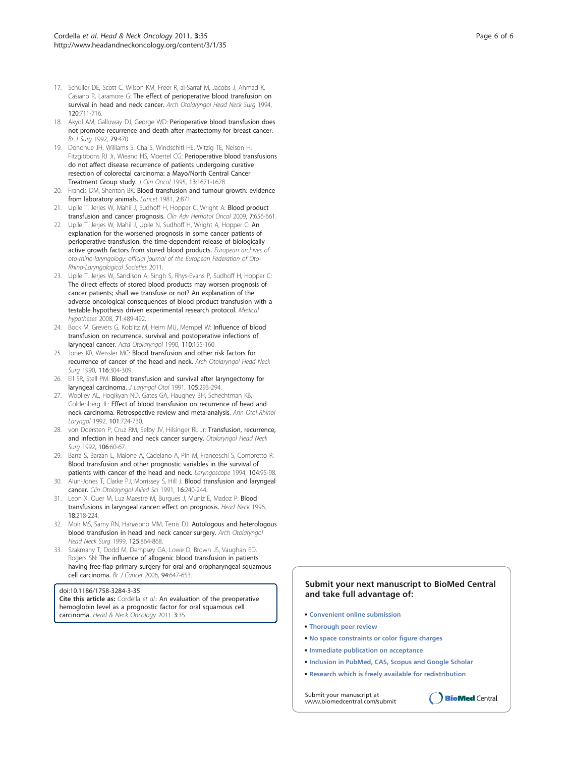17. Schuller DE, Scott C, Wilson KM, Freer R, al-Sarraf M, Jacobs J, Ahmad K, Casiano R, Laramore G: **The effect of perioperative blood transfusion on survival in head and neck cancer.** *Arch Otolaryngol Head Neck Surg* 1994, **120**:711-716.
18. Akyol AM, Galloway DJ, George WD: **Perioperative blood transfusion does not promote recurrence and death after mastectomy for breast cancer.** *Br J Surg* 1992, **79**:470.
19. Donohue JH, Williams S, Cha S, Windschitl HE, Witzig TE, Nelson H, Fitzgibbons RJ Jr, Wieand HS, Moertel CG: **Perioperative blood transfusions do not affect disease recurrence of patients undergoing curative resection of colorectal carcinoma: a Mayo/North Central Cancer Treatment Group study.** *J Clin Oncol* 1995, **13**:1671-1678.
20. Francis DM, Shenton BK: **Blood transfusion and tumour growth: evidence from laboratory animals.** *Lancet* 1981, **2**:871.
21. Upile T, Jerjes W, Mahil J, Sudhoff H, Hopper C, Wright A: **Blood product transfusion and cancer prognosis.** *Clin Adv Hematol Oncol* 2009, **7**:656-661.
22. Upile T, Jerjes W, Mahil J, Upile N, Sudhoff H, Wright A, Hopper C: **An explanation for the worsened prognosis in some cancer patients of perioperative transfusion: the time-dependent release of biologically active growth factors from stored blood products.** *European archives of oto-rhino-laryngology: official journal of the European Federation of Oto-Rhino-Laryngological Societies* 2011.
23. Upile T, Jerjes W, Sandison A, Singh S, Rhys-Evans P, Sudhoff H, Hopper C: **The direct effects of stored blood products may worsen prognosis of cancer patients; shall we transfuse or not? An explanation of the adverse oncological consequences of blood product transfusion with a testable hypothesis driven experimental research protocol.** *Medical hypotheses* 2008, **71**:489-492.
24. Bock M, Grevers G, Koblitz M, Heim MU, Mempel W: **Influence of blood transfusion on recurrence, survival and postoperative infections of laryngeal cancer.** *Acta Otolaryngol* 1990, **110**:155-160.
25. Jones KR, Weissler MC: **Blood transfusion and other risk factors for recurrence of cancer of the head and neck.** *Arch Otolaryngol Head Neck Surg* 1990, **116**:304-309.
26. Ell SR, Stell PM: **Blood transfusion and survival after laryngectomy for laryngeal carcinoma.** *J Laryngol Otol* 1991, **105**:293-294.
27. Woolley AL, Hogikyan ND, Gates GA, Haughey BH, Schechtman KB, Goldenberg JL: **Effect of blood transfusion on recurrence of head and neck carcinoma. Retrospective review and meta-analysis.** *Ann Otol Rhinol Laryngol* 1992, **101**:724-730.
28. von Doersten P, Cruz RM, Selby JV, Hilsinger RL Jr: **Transfusion, recurrence, and infection in head and neck cancer surgery.** *Otolaryngol Head Neck Surg* 1992, **106**:60-67.
29. Barra S, Barzan L, Maione A, Cadelano A, Pin M, Franceschi S, Comoretto R: **Blood transfusion and other prognostic variables in the survival of patients with cancer of the head and neck.** *Laryngoscope* 1994, **104**:95-98.
30. Alun-Jones T, Clarke PJ, Morrissey S, Hill J: **Blood transfusion and laryngeal cancer.** *Clin Otolaryngol Allied Sci* 1991, **16**:240-244.
31. Leon X, Quer M, Luz Maestre M, Burgues J, Muniz E, Madoz P: **Blood transfusions in laryngeal cancer: effect on prognosis.** *Head Neck* 1996, **18**:218-224.
32. Moir MS, Samy RN, Hanasono MM, Terris DJ: **Autologous and heterologous blood transfusion in head and neck cancer surgery.** *Arch Otolaryngol Head Neck Surg* 1999, **125**:864-868.
33. Szakmany T, Dodd M, Dempsey GA, Lowe D, Brown JS, Vaughan ED, Rogers SN: **The influence of allogenic blood transfusion in patients having free-flap primary surgery for oral and oropharyngeal squamous cell carcinoma.** *Br J Cancer* 2006, **94**:647-653.

doi:10.1186/1758-3284-3-35

**Cite this article as:** Cordella *et al.*: An evaluation of the preoperative hemoglobin level as a prognostic factor for oral squamous cell carcinoma. *Head & Neck Oncology* 2011 **3**:35.

**Submit your next manuscript to BioMed Central and take full advantage of:**

- **Convenient online submission**
- **Thorough peer review**
- **No space constraints or color figure charges**
- **Immediate publication on acceptance**
- **Inclusion in PubMed, CAS, Scopus and Google Scholar**
- **Research which is freely available for redistribution**

Submit your manuscript at www.biomedcentral.com/submit

BioMed Central